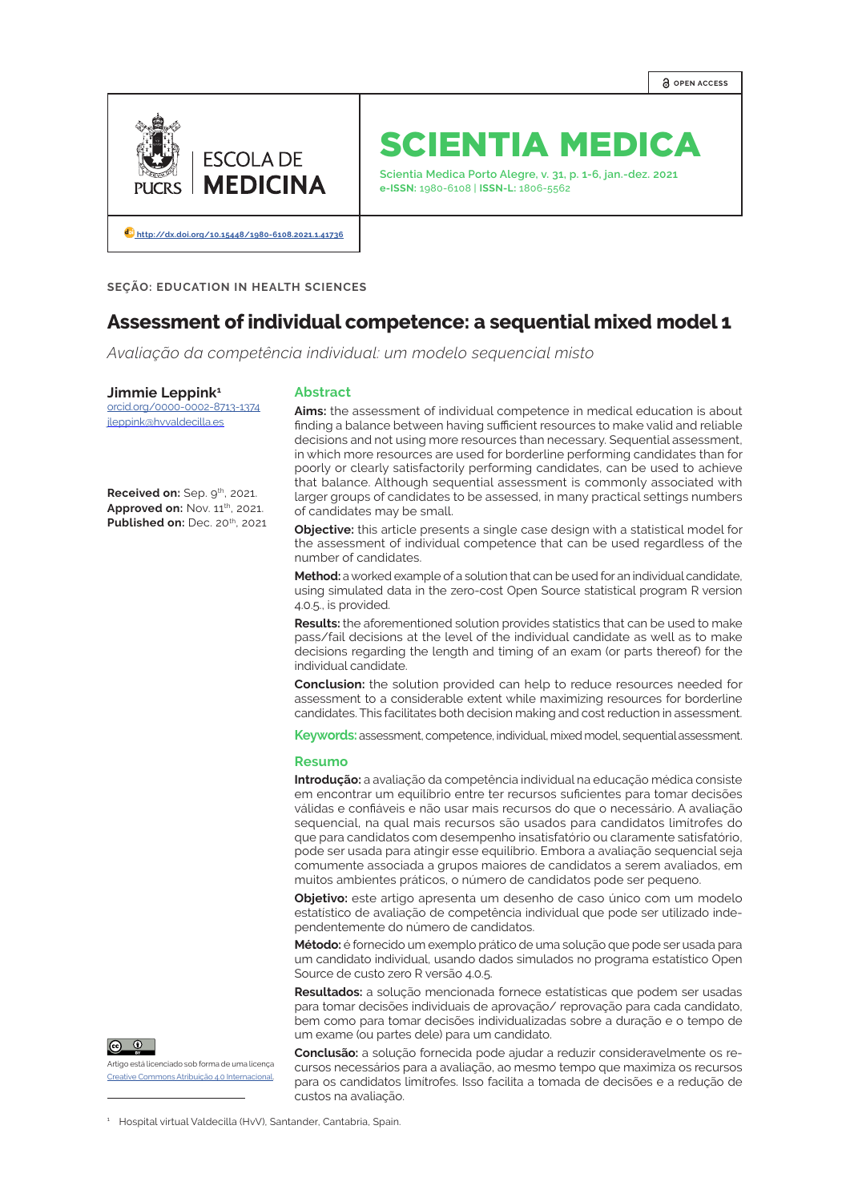OPEN ACCESS

ESCOLA DE MEDICINA

PUCRS

# SCIENTIA MEDICA

Scientia Medica Porto Alegre, v. 31, p. 1-6, jan.-dez. 2021
**e-ISSN:** 1980-6108 | **ISSN-L:** 1806-5562

http://dx.doi.org/10.15448/1980-6108.2021.1.41736

**SEÇÃO: EDUCATION IN HEALTH SCIENCES**

# Assessment of individual competence: a sequential mixed model 1

*Avaliação da competência individual: um modelo sequencial misto*

**Jimmie Leppink**[1]
orcid.org/0000-0002-8713-1374
jleppink@hvvaldecilla.es

**Received on:** Sep. 9th, 2021.
**Approved on:** Nov. 11th, 2021.
**Published on:** Dec. 20th, 2021

## Abstract

**Aims:** the assessment of individual competence in medical education is about finding a balance between having sufficient resources to make valid and reliable decisions and not using more resources than necessary. Sequential assessment, in which more resources are used for borderline performing candidates than for poorly or clearly satisfactorily performing candidates, can be used to achieve that balance. Although sequential assessment is commonly associated with larger groups of candidates to be assessed, in many practical settings numbers of candidates may be small.

**Objective:** this article presents a single case design with a statistical model for the assessment of individual competence that can be used regardless of the number of candidates.

**Method:** a worked example of a solution that can be used for an individual candidate, using simulated data in the zero-cost Open Source statistical program R version 4.0.5., is provided.

**Results:** the aforementioned solution provides statistics that can be used to make pass/fail decisions at the level of the individual candidate as well as to make decisions regarding the length and timing of an exam (or parts thereof) for the individual candidate.

**Conclusion:** the solution provided can help to reduce resources needed for assessment to a considerable extent while maximizing resources for borderline candidates. This facilitates both decision making and cost reduction in assessment.

**Keywords:** assessment, competence, individual, mixed model, sequential assessment.

## Resumo

**Introdução:** a avaliação da competência individual na educação médica consiste em encontrar um equilíbrio entre ter recursos suficientes para tomar decisões válidas e confiáveis e não usar mais recursos do que o necessário. A avaliação sequencial, na qual mais recursos são usados para candidatos limítrofes do que para candidatos com desempenho insatisfatório ou claramente satisfatório, pode ser usada para atingir esse equilíbrio. Embora a avaliação sequencial seja comumente associada a grupos maiores de candidatos a serem avaliados, em muitos ambientes práticos, o número de candidatos pode ser pequeno.

**Objetivo:** este artigo apresenta um desenho de caso único com um modelo estatístico de avaliação de competência individual que pode ser utilizado independentemente do número de candidatos.

**Método:** é fornecido um exemplo prático de uma solução que pode ser usada para um candidato individual, usando dados simulados no programa estatístico Open Source de custo zero R versão 4.0.5.

**Resultados:** a solução mencionada fornece estatísticas que podem ser usadas para tomar decisões individuais de aprovação/ reprovação para cada candidato, bem como para tomar decisões individualizadas sobre a duração e o tempo de um exame (ou partes dele) para um candidato.

**Conclusão:** a solução fornecida pode ajudar a reduzir consideravelmente os recursos necessários para a avaliação, ao mesmo tempo que maximiza os recursos para os candidatos limítrofes. Isso facilita a tomada de decisões e a redução de custos na avaliação.

Artigo está licenciado sob forma de uma licença Creative Commons Atribuição 4.0 Internacional.

[1] Hospital virtual Valdecilla (HvV), Santander, Cantabria, Spain.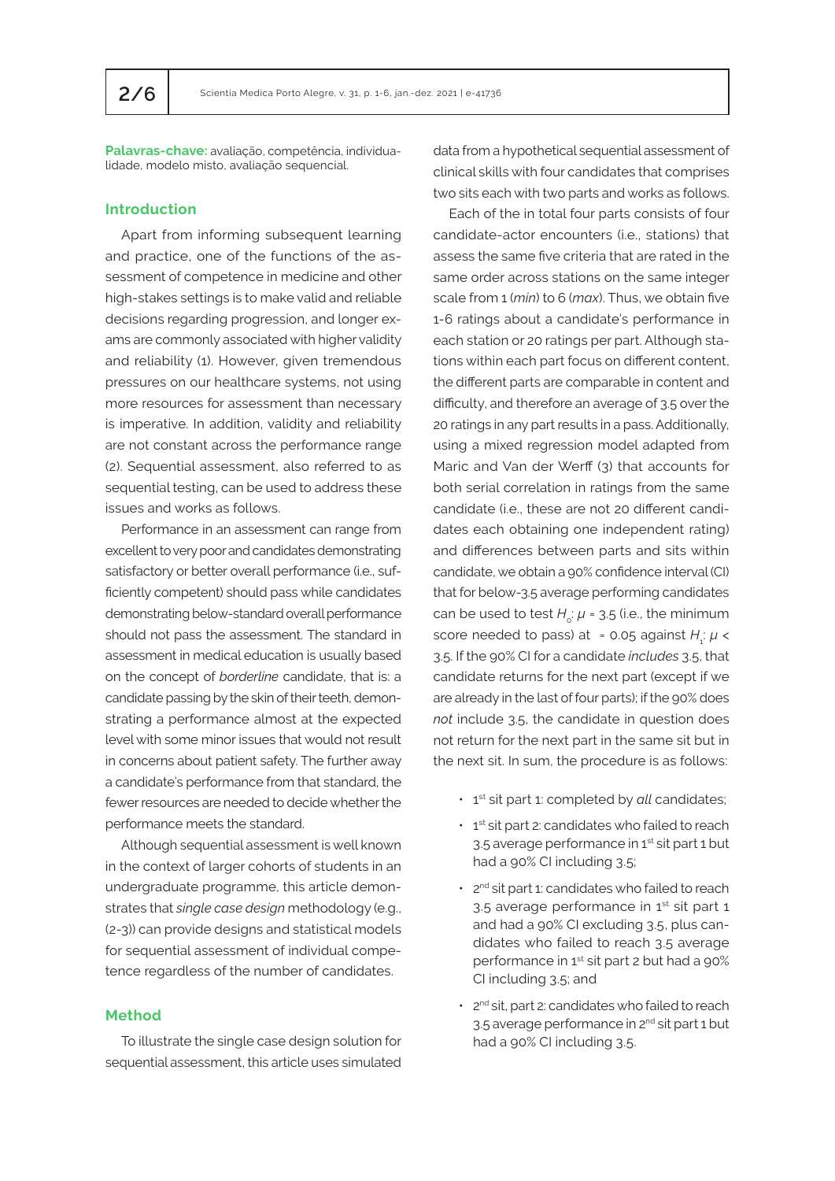**Palavras-chave:** avaliação, competência, individualidade, modelo misto, avaliação sequencial.

## Introduction

Apart from informing subsequent learning and practice, one of the functions of the assessment of competence in medicine and other high-stakes settings is to make valid and reliable decisions regarding progression, and longer exams are commonly associated with higher validity and reliability (1). However, given tremendous pressures on our healthcare systems, not using more resources for assessment than necessary is imperative. In addition, validity and reliability are not constant across the performance range (2). Sequential assessment, also referred to as sequential testing, can be used to address these issues and works as follows.

Performance in an assessment can range from excellent to very poor and candidates demonstrating satisfactory or better overall performance (i.e., sufficiently competent) should pass while candidates demonstrating below-standard overall performance should not pass the assessment. The standard in assessment in medical education is usually based on the concept of *borderline* candidate, that is: a candidate passing by the skin of their teeth, demonstrating a performance almost at the expected level with some minor issues that would not result in concerns about patient safety. The further away a candidate's performance from that standard, the fewer resources are needed to decide whether the performance meets the standard.

Although sequential assessment is well known in the context of larger cohorts of students in an undergraduate programme, this article demonstrates that *single case design* methodology (e.g., (2-3)) can provide designs and statistical models for sequential assessment of individual competence regardless of the number of candidates.

## Method

To illustrate the single case design solution for sequential assessment, this article uses simulated data from a hypothetical sequential assessment of clinical skills with four candidates that comprises two sits each with two parts and works as follows.

Each of the in total four parts consists of four candidate-actor encounters (i.e., stations) that assess the same five criteria that are rated in the same order across stations on the same integer scale from 1 (*min*) to 6 (*max*). Thus, we obtain five 1-6 ratings about a candidate's performance in each station or 20 ratings per part. Although stations within each part focus on different content, the different parts are comparable in content and difficulty, and therefore an average of 3.5 over the 20 ratings in any part results in a pass. Additionally, using a mixed regression model adapted from Maric and Van der Werff (3) that accounts for both serial correlation in ratings from the same candidate (i.e., these are not 20 different candidates each obtaining one independent rating) and differences between parts and sits within candidate, we obtain a 90% confidence interval (CI) that for below-3.5 average performing candidates can be used to test $H_0$: $\mu$ = 3.5 (i.e., the minimum score needed to pass) at = 0.05 against $H_1$: $\mu$ < 3.5. If the 90% CI for a candidate *includes* 3.5, that candidate returns for the next part (except if we are already in the last of four parts); if the 90% does *not* include 3.5, the candidate in question does not return for the next part in the same sit but in the next sit. In sum, the procedure is as follows:

- 1st sit part 1: completed by *all* candidates;
- 1st sit part 2: candidates who failed to reach 3.5 average performance in 1st sit part 1 but had a 90% CI including 3.5;
- 2nd sit part 1: candidates who failed to reach 3.5 average performance in 1st sit part 1 and had a 90% CI excluding 3.5, plus candidates who failed to reach 3.5 average performance in 1st sit part 2 but had a 90% CI including 3.5; and
- 2nd sit, part 2: candidates who failed to reach 3.5 average performance in 2nd sit part 1 but had a 90% CI including 3.5.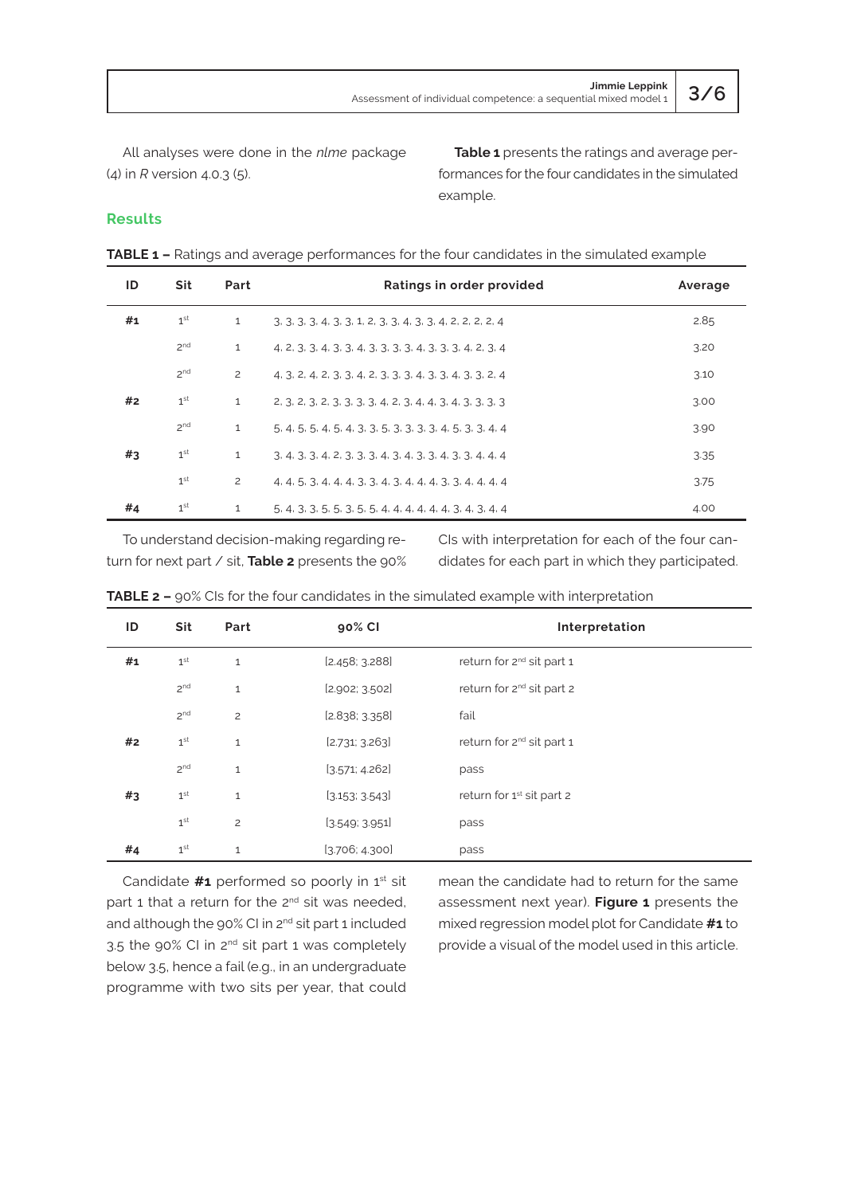All analyses were done in the *nlme* package (4) in *R* version 4.0.3 (5).

**Table 1** presents the ratings and average performances for the four candidates in the simulated example.

## Results

**TABLE 1 –** Ratings and average performances for the four candidates in the simulated example

| ID | Sit | Part | Ratings in order provided | Average |
|---|---|---|---|---|
| **#1** | 1st | 1 | 3, 3, 3, 3, 4, 3, 3, 1, 2, 3, 3, 4, 3, 3, 4, 2, 2, 2, 2, 4 | 2.85 |
| | 2nd | 1 | 4, 2, 3, 3, 4, 3, 3, 4, 3, 3, 3, 3, 4, 3, 3, 3, 4, 2, 3, 4 | 3.20 |
| | 2nd | 2 | 4, 3, 2, 4, 2, 3, 3, 4, 2, 3, 3, 3, 4, 3, 3, 4, 3, 3, 2, 4 | 3.10 |
| **#2** | 1st | 1 | 2, 3, 2, 3, 2, 3, 3, 3, 3, 4, 2, 3, 4, 4, 3, 4, 3, 3, 3, 3 | 3.00 |
| | 2nd | 1 | 5, 4, 5, 5, 4, 5, 4, 3, 3, 5, 3, 3, 3, 3, 4, 5, 3, 3, 4, 4 | 3.90 |
| **#3** | 1st | 1 | 3, 4, 3, 3, 4, 2, 3, 3, 3, 4, 3, 4, 3, 3, 4, 3, 3, 4, 4, 4 | 3.35 |
| | 1st | 2 | 4, 4, 5, 3, 4, 4, 4, 3, 3, 4, 3, 4, 4, 4, 3, 3, 4, 4, 4, 4 | 3.75 |
| **#4** | 1st | 1 | 5, 4, 3, 3, 5, 5, 3, 5, 5, 4, 4, 4, 4, 4, 4, 3, 4, 3, 4, 4 | 4.00 |

To understand decision-making regarding return for next part / sit, **Table 2** presents the 90% CIs with interpretation for each of the four candidates for each part in which they participated.

**TABLE 2 –** 90% CIs for the four candidates in the simulated example with interpretation

| ID | Sit | Part | 90% CI | Interpretation |
|---|---|---|---|---|
| **#1** | 1st | 1 | [2.458; 3.288] | return for 2nd sit part 1 |
| | 2nd | 1 | [2.902; 3.502] | return for 2nd sit part 2 |
| | 2nd | 2 | [2.838; 3.358] | fail |
| **#2** | 1st | 1 | [2.731; 3.263] | return for 2nd sit part 1 |
| | 2nd | 1 | [3.571; 4.262] | pass |
| **#3** | 1st | 1 | [3.153; 3.543] | return for 1st sit part 2 |
| | 1st | 2 | [3.549; 3.951] | pass |
| **#4** | 1st | 1 | [3.706; 4.300] | pass |

Candidate **#1** performed so poorly in 1st sit part 1 that a return for the 2nd sit was needed, and although the 90% CI in 2nd sit part 1 included 3.5 the 90% CI in 2nd sit part 1 was completely below 3.5, hence a fail (e.g., in an undergraduate programme with two sits per year, that could mean the candidate had to return for the same assessment next year). **Figure 1** presents the mixed regression model plot for Candidate **#1** to provide a visual of the model used in this article.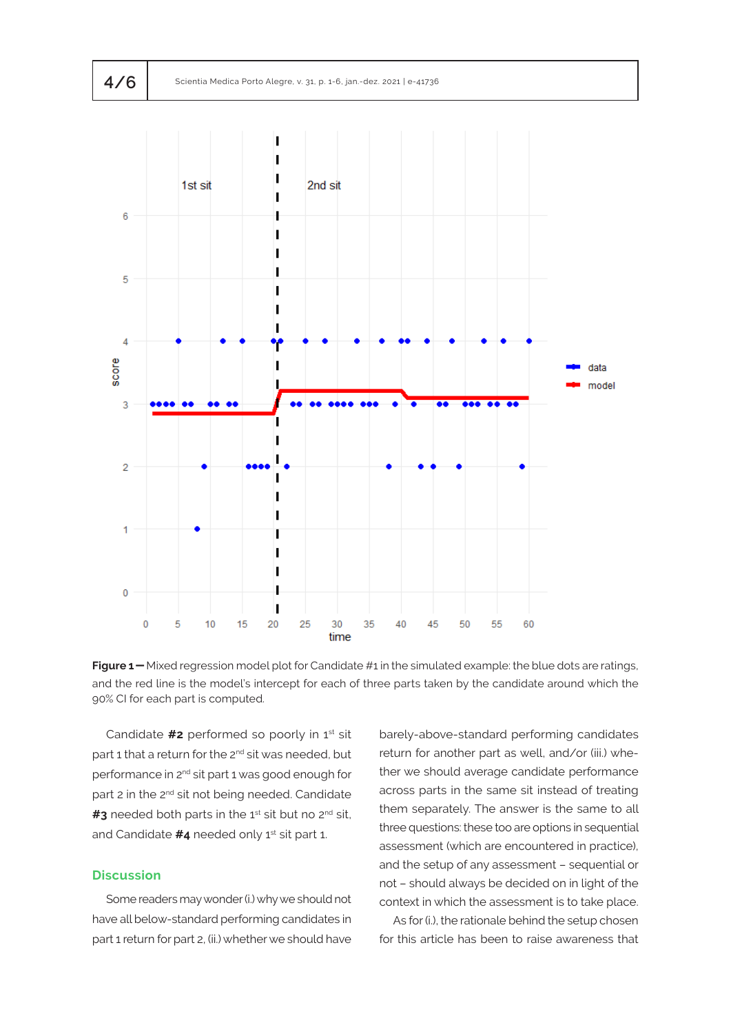**Figure 1 —** Mixed regression model plot for Candidate #1 in the simulated example: the blue dots are ratings, and the red line is the model's intercept for each of three parts taken by the candidate around which the 90% CI for each part is computed.

Candidate **#2** performed so poorly in 1st sit part 1 that a return for the 2nd sit was needed, but performance in 2nd sit part 1 was good enough for part 2 in the 2nd sit not being needed. Candidate **#3** needed both parts in the 1st sit but no 2nd sit, and Candidate **#4** needed only 1st sit part 1.

## Discussion

Some readers may wonder (i.) why we should not have all below-standard performing candidates in part 1 return for part 2, (ii.) whether we should have barely-above-standard performing candidates return for another part as well, and/or (iii.) whether we should average candidate performance across parts in the same sit instead of treating them separately. The answer is the same to all three questions: these too are options in sequential assessment (which are encountered in practice), and the setup of any assessment – sequential or not – should always be decided on in light of the context in which the assessment is to take place.

As for (i.), the rationale behind the setup chosen for this article has been to raise awareness that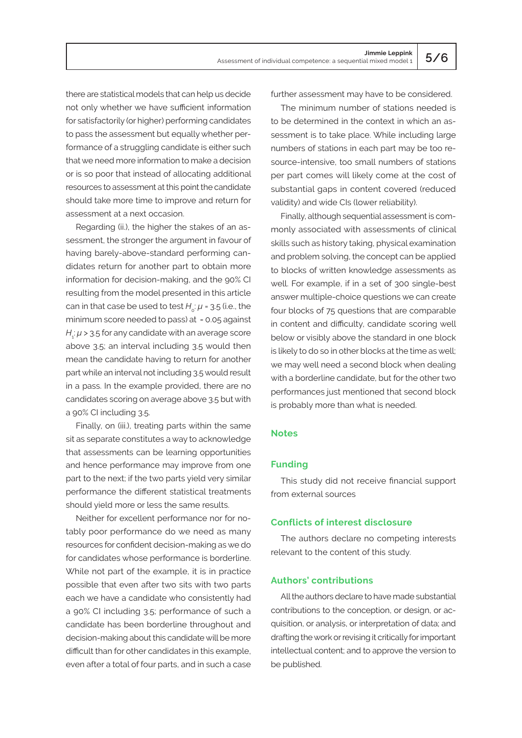there are statistical models that can help us decide not only whether we have sufficient information for satisfactorily (or higher) performing candidates to pass the assessment but equally whether performance of a struggling candidate is either such that we need more information to make a decision or is so poor that instead of allocating additional resources to assessment at this point the candidate should take more time to improve and return for assessment at a next occasion.

Regarding (ii.), the higher the stakes of an assessment, the stronger the argument in favour of having barely-above-standard performing candidates return for another part to obtain more information for decision-making, and the 90% CI resulting from the model presented in this article can in that case be used to test $H_0$: $\mu$ = 3.5 (i.e., the minimum score needed to pass) at = 0.05 against $H_1$: $\mu$ > 3.5 for any candidate with an average score above 3.5; an interval including 3.5 would then mean the candidate having to return for another part while an interval not including 3.5 would result in a pass. In the example provided, there are no candidates scoring on average above 3.5 but with a 90% CI including 3.5.

Finally, on (iii.), treating parts within the same sit as separate constitutes a way to acknowledge that assessments can be learning opportunities and hence performance may improve from one part to the next; if the two parts yield very similar performance the different statistical treatments should yield more or less the same results.

Neither for excellent performance nor for notably poor performance do we need as many resources for confident decision-making as we do for candidates whose performance is borderline. While not part of the example, it is in practice possible that even after two sits with two parts each we have a candidate who consistently had a 90% CI including 3.5; performance of such a candidate has been borderline throughout and decision-making about this candidate will be more difficult than for other candidates in this example, even after a total of four parts, and in such a case further assessment may have to be considered.

The minimum number of stations needed is to be determined in the context in which an assessment is to take place. While including large numbers of stations in each part may be too resource-intensive, too small numbers of stations per part comes will likely come at the cost of substantial gaps in content covered (reduced validity) and wide CIs (lower reliability).

Finally, although sequential assessment is commonly associated with assessments of clinical skills such as history taking, physical examination and problem solving, the concept can be applied to blocks of written knowledge assessments as well. For example, if in a set of 300 single-best answer multiple-choice questions we can create four blocks of 75 questions that are comparable in content and difficulty, candidate scoring well below or visibly above the standard in one block is likely to do so in other blocks at the time as well; we may well need a second block when dealing with a borderline candidate, but for the other two performances just mentioned that second block is probably more than what is needed.

## Notes

### Funding

This study did not receive financial support from external sources

### Conflicts of interest disclosure

The authors declare no competing interests relevant to the content of this study.

### Authors' contributions

All the authors declare to have made substantial contributions to the conception, or design, or acquisition, or analysis, or interpretation of data; and drafting the work or revising it critically for important intellectual content; and to approve the version to be published.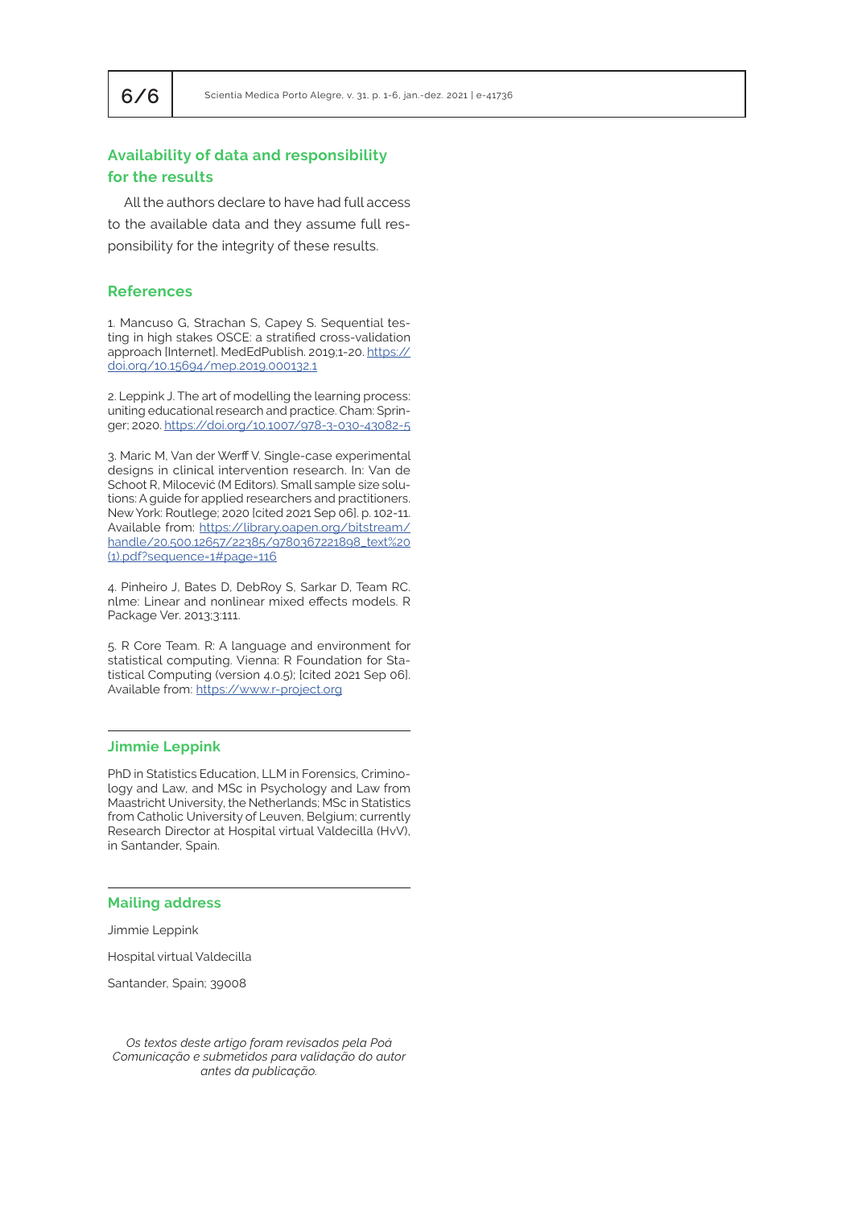## Availability of data and responsibility for the results

All the authors declare to have had full access to the available data and they assume full responsibility for the integrity of these results.

## References

1. Mancuso G, Strachan S, Capey S. Sequential testing in high stakes OSCE: a stratified cross-validation approach [Internet]. MedEdPublish. 2019;1-20. https://doi.org/10.15694/mep.2019.000132.1

2. Leppink J. The art of modelling the learning process: uniting educational research and practice. Cham: Springer; 2020. https://doi.org/10.1007/978-3-030-43082-5

3. Maric M, Van der Werff V. Single-case experimental designs in clinical intervention research. In: Van de Schoot R, Milocević (M Editors). Small sample size solutions: A guide for applied researchers and practitioners. New York: Routlege; 2020 [cited 2021 Sep 06]. p. 102-11. Available from: https://library.oapen.org/bitstream/handle/20.500.12657/22385/9780367221898_text%20(1).pdf?sequence=1#page=116

4. Pinheiro J, Bates D, DebRoy S, Sarkar D, Team RC. nlme: Linear and nonlinear mixed effects models. R Package Ver. 2013;3:111.

5. R Core Team. R: A language and environment for statistical computing. Vienna: R Foundation for Statistical Computing (version 4.0.5); [cited 2021 Sep 06]. Available from: https://www.r-project.org

## Jimmie Leppink

PhD in Statistics Education, LLM in Forensics, Criminology and Law, and MSc in Psychology and Law from Maastricht University, the Netherlands; MSc in Statistics from Catholic University of Leuven, Belgium; currently Research Director at Hospital virtual Valdecilla (HvV), in Santander, Spain.

## Mailing address

Jimmie Leppink

Hospital virtual Valdecilla

Santander, Spain; 39008

*Os textos deste artigo foram revisados pela Poá Comunicação e submetidos para validação do autor antes da publicação.*